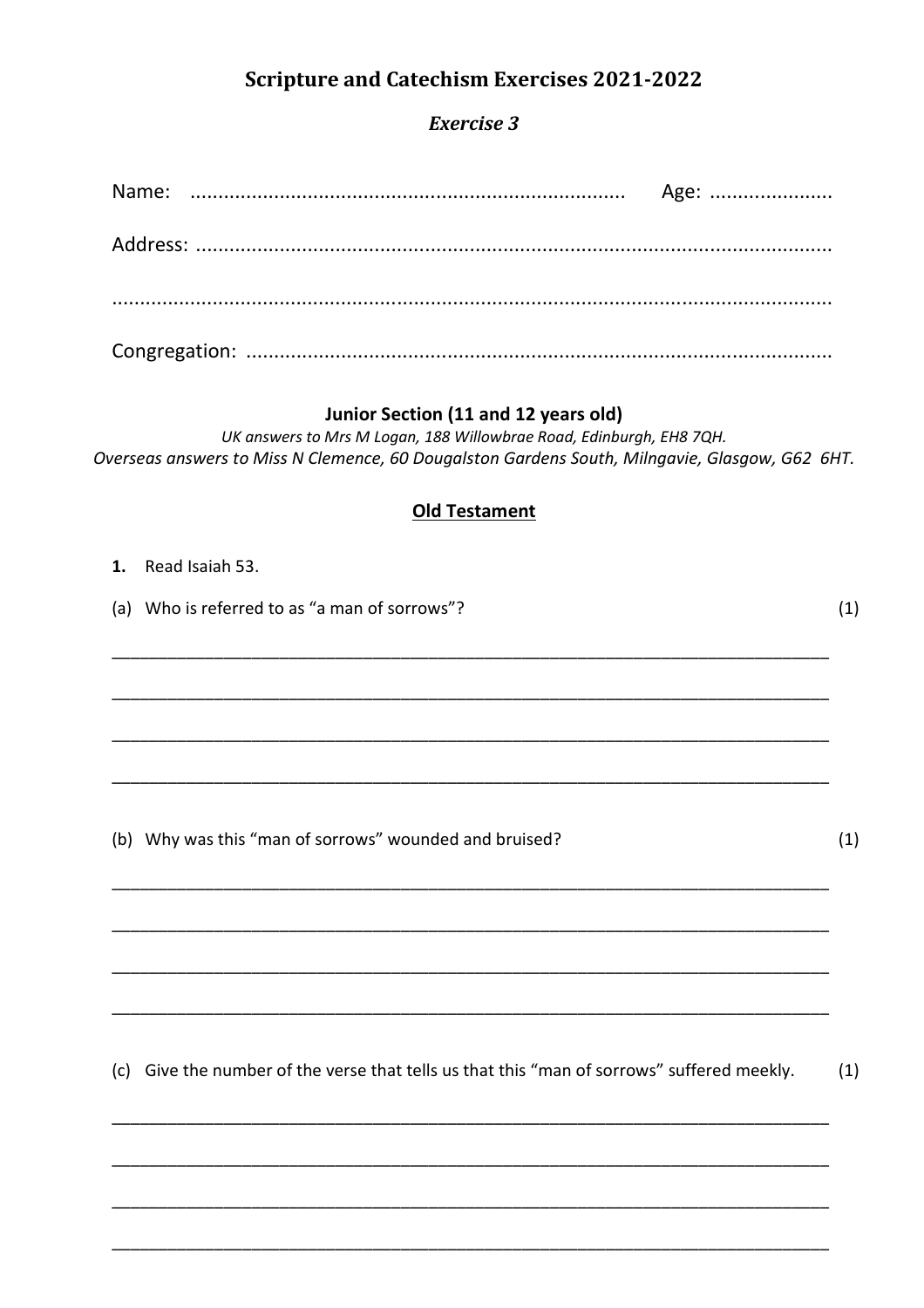# Scripture and Catechism Exercises 2021-2022

## *Exercise 3*

Name: .............................................................................. Age: ......................

Address: ...................................................................................................................

...................................................................................................................................

Congregation: ..........................................................................................................

### Junior Section (11 and 12 years old)

*UK answers to Mrs M Logan, 188 Willowbrae Road, Edinburgh, EH8 7QH.*
*Overseas answers to Miss N Clemence, 60 Dougalston Gardens South, Milngavie, Glasgow, G62 6HT.*

### Old Testament

**1.** Read Isaiah 53.

(a) Who is referred to as "a man of sorrows"? (1)

______________________________________________________________________________

______________________________________________________________________________

______________________________________________________________________________

______________________________________________________________________________

(b) Why was this "man of sorrows" wounded and bruised? (1)

______________________________________________________________________________

______________________________________________________________________________

______________________________________________________________________________

______________________________________________________________________________

(c) Give the number of the verse that tells us that this "man of sorrows" suffered meekly. (1)

______________________________________________________________________________

______________________________________________________________________________

______________________________________________________________________________

______________________________________________________________________________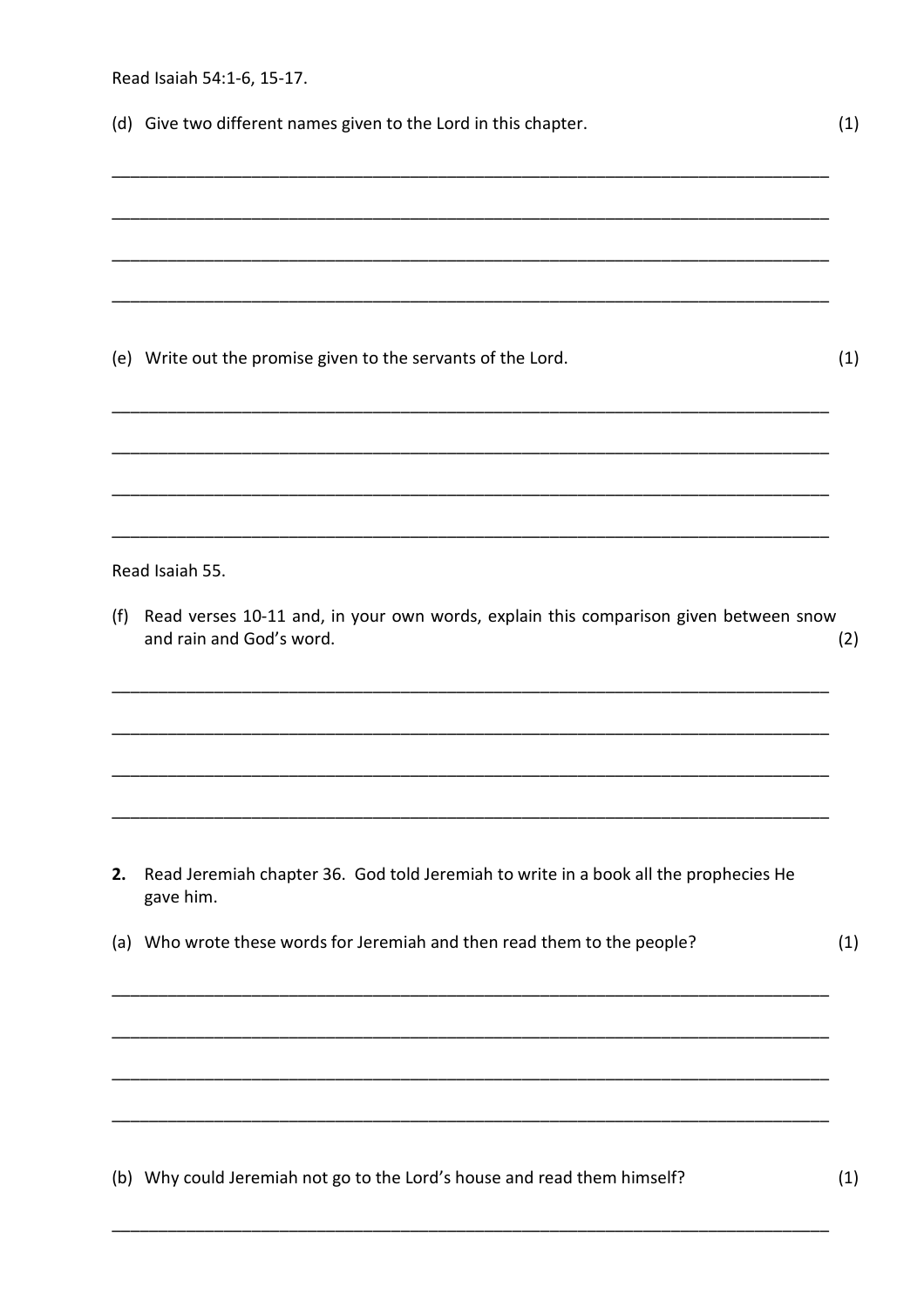Read Isaiah 54:1-6, 15-17.

(d) Give two different names given to the Lord in this chapter. (1)

______________________________________________________________________________

______________________________________________________________________________

______________________________________________________________________________

______________________________________________________________________________

(e) Write out the promise given to the servants of the Lord. (1)

______________________________________________________________________________

______________________________________________________________________________

______________________________________________________________________________

______________________________________________________________________________

Read Isaiah 55.

(f) Read verses 10-11 and, in your own words, explain this comparison given between snow and rain and God's word. (2)

______________________________________________________________________________

______________________________________________________________________________

______________________________________________________________________________

______________________________________________________________________________

**2.** Read Jeremiah chapter 36. God told Jeremiah to write in a book all the prophecies He gave him.

(a) Who wrote these words for Jeremiah and then read them to the people? (1)

______________________________________________________________________________

______________________________________________________________________________

______________________________________________________________________________

______________________________________________________________________________

(b) Why could Jeremiah not go to the Lord's house and read them himself? (1)

______________________________________________________________________________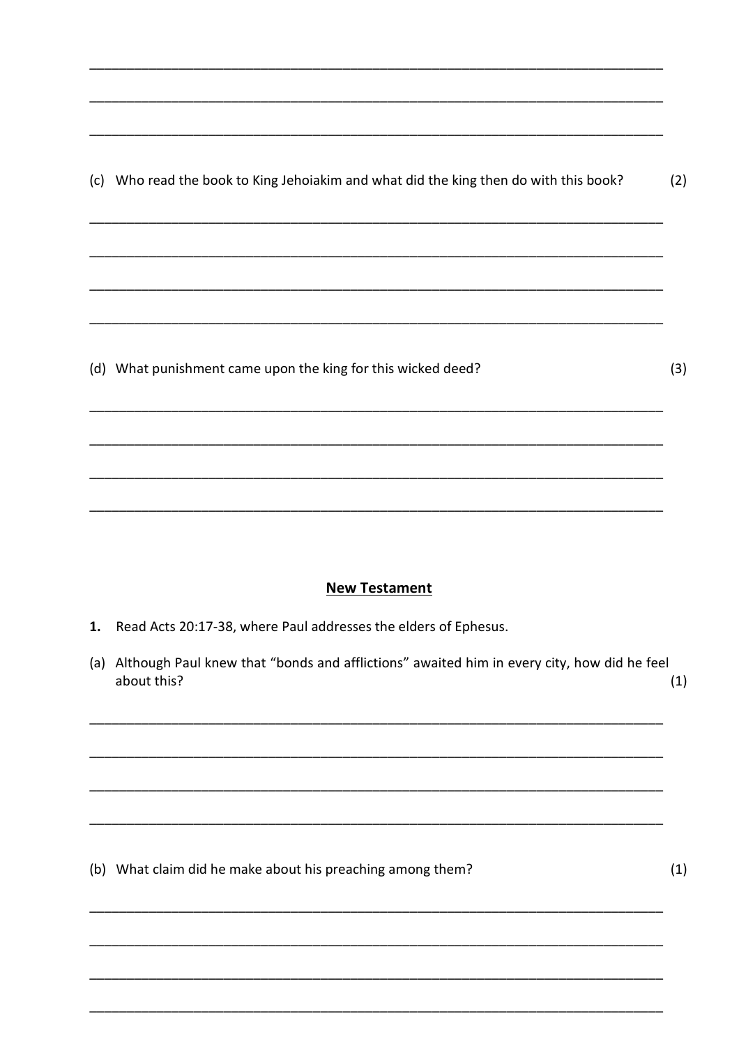(c) Who read the book to King Jehoiakim and what did the king then do with this book? (2)

(d) What punishment came upon the king for this wicked deed? (3)

## New Testament

**1.** Read Acts 20:17-38, where Paul addresses the elders of Ephesus.

(a) Although Paul knew that "bonds and afflictions" awaited him in every city, how did he feel about this? (1)

(b) What claim did he make about his preaching among them? (1)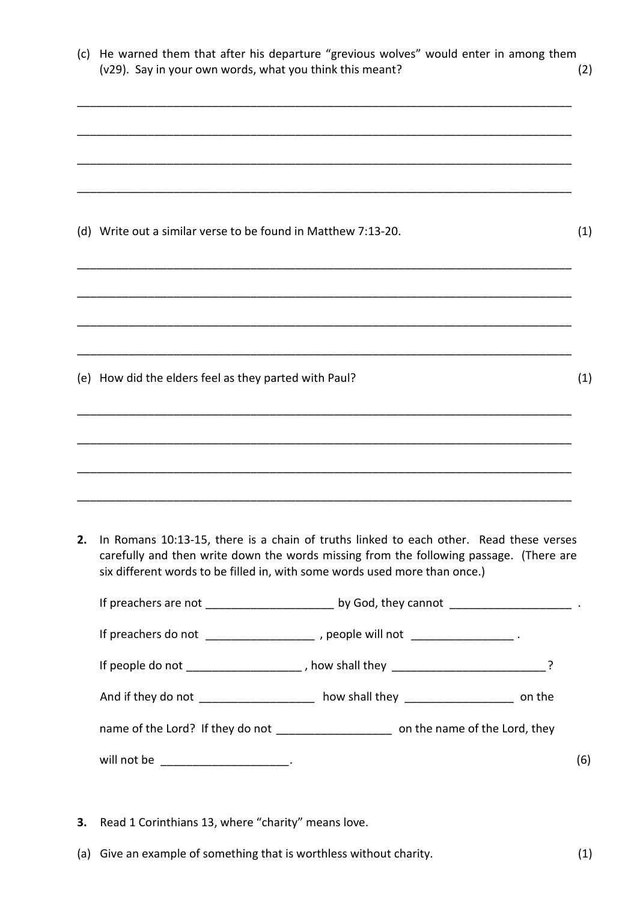(c) He warned them that after his departure "grevious wolves" would enter in among them (v29). Say in your own words, what you think this meant? (2)

______________________________________________________________________________

______________________________________________________________________________

______________________________________________________________________________

______________________________________________________________________________

(d) Write out a similar verse to be found in Matthew 7:13-20. (1)

______________________________________________________________________________

______________________________________________________________________________

______________________________________________________________________________

______________________________________________________________________________

(e) How did the elders feel as they parted with Paul? (1)

______________________________________________________________________________

______________________________________________________________________________

______________________________________________________________________________

______________________________________________________________________________

**2.** In Romans 10:13-15, there is a chain of truths linked to each other. Read these verses carefully and then write down the words missing from the following passage. (There are six different words to be filled in, with some words used more than once.)

If preachers are not ____________________ by God, they cannot ___________________ .

If preachers do not _________________ , people will not ________________ .

If people do not __________________ , how shall they ________________________?

And if they do not __________________ how shall they _________________ on the name of the Lord? If they do not __________________ on the name of the Lord, they will not be ____________________. (6)

**3.** Read 1 Corinthians 13, where "charity" means love.

(a) Give an example of something that is worthless without charity. (1)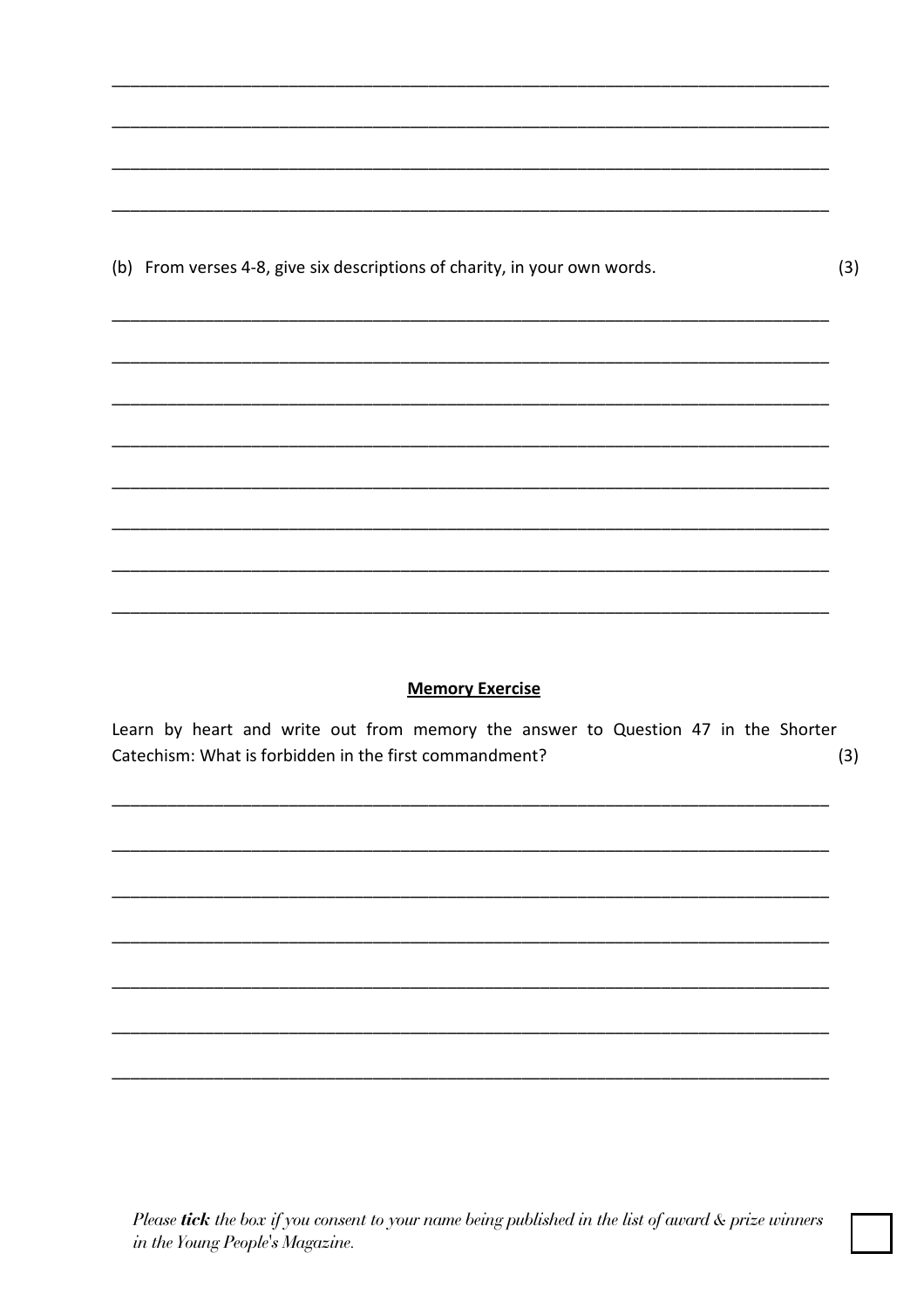(b) From verses 4-8, give six descriptions of charity, in your own words. (3)

## Memory Exercise

Learn by heart and write out from memory the answer to Question 47 in the Shorter Catechism: What is forbidden in the first commandment? (3)

*Please **tick** the box if you consent to your name being published in the list of award & prize winners in the Young People's Magazine.* ☐